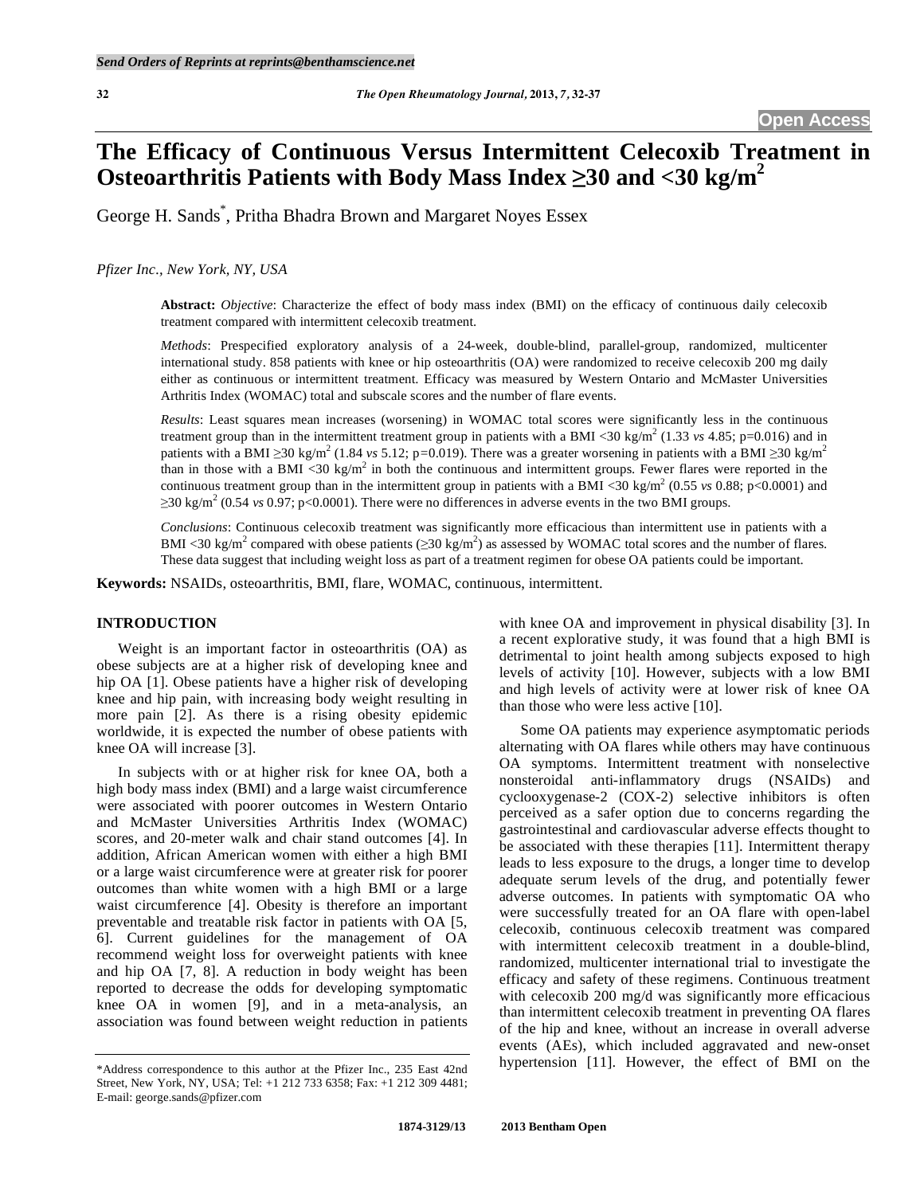# The Efficacy of Continuous Versus Intermittent Celecoxib Treatment in Osteoarthritis Patients with Body Mass Index ≥30 and <30 kg/m$^2$

George H. Sands*, Pritha Bhadra Brown and Margaret Noyes Essex

*Pfizer Inc., New York, NY, USA*

**Abstract:** *Objective*: Characterize the effect of body mass index (BMI) on the efficacy of continuous daily celecoxib treatment compared with intermittent celecoxib treatment.

*Methods*: Prespecified exploratory analysis of a 24-week, double-blind, parallel-group, randomized, multicenter international study. 858 patients with knee or hip osteoarthritis (OA) were randomized to receive celecoxib 200 mg daily either as continuous or intermittent treatment. Efficacy was measured by Western Ontario and McMaster Universities Arthritis Index (WOMAC) total and subscale scores and the number of flare events.

*Results*: Least squares mean increases (worsening) in WOMAC total scores were significantly less in the continuous treatment group than in the intermittent treatment group in patients with a BMI <30 kg/m$^2$ (1.33 *vs* 4.85; p=0.016) and in patients with a BMI ≥30 kg/m$^2$ (1.84 *vs* 5.12; p=0.019). There was a greater worsening in patients with a BMI ≥30 kg/m$^2$ than in those with a BMI <30 kg/m$^2$ in both the continuous and intermittent groups. Fewer flares were reported in the continuous treatment group than in the intermittent group in patients with a BMI <30 kg/m$^2$ (0.55 *vs* 0.88; p<0.0001) and ≥30 kg/m$^2$ (0.54 *vs* 0.97; p<0.0001). There were no differences in adverse events in the two BMI groups.

*Conclusions*: Continuous celecoxib treatment was significantly more efficacious than intermittent use in patients with a BMI <30 kg/m$^2$ compared with obese patients (≥30 kg/m$^2$) as assessed by WOMAC total scores and the number of flares. These data suggest that including weight loss as part of a treatment regimen for obese OA patients could be important.

**Keywords:** NSAIDs, osteoarthritis, BMI, flare, WOMAC, continuous, intermittent.

## INTRODUCTION

Weight is an important factor in osteoarthritis (OA) as obese subjects are at a higher risk of developing knee and hip OA [1]. Obese patients have a higher risk of developing knee and hip pain, with increasing body weight resulting in more pain [2]. As there is a rising obesity epidemic worldwide, it is expected the number of obese patients with knee OA will increase [3].

In subjects with or at higher risk for knee OA, both a high body mass index (BMI) and a large waist circumference were associated with poorer outcomes in Western Ontario and McMaster Universities Arthritis Index (WOMAC) scores, and 20-meter walk and chair stand outcomes [4]. In addition, African American women with either a high BMI or a large waist circumference were at greater risk for poorer outcomes than white women with a high BMI or a large waist circumference [4]. Obesity is therefore an important preventable and treatable risk factor in patients with OA [5, 6]. Current guidelines for the management of OA recommend weight loss for overweight patients with knee and hip OA [7, 8]. A reduction in body weight has been reported to decrease the odds for developing symptomatic knee OA in women [9], and in a meta-analysis, an association was found between weight reduction in patients with knee OA and improvement in physical disability [3]. In a recent explorative study, it was found that a high BMI is detrimental to joint health among subjects exposed to high levels of activity [10]. However, subjects with a low BMI and high levels of activity were at lower risk of knee OA than those who were less active [10].

Some OA patients may experience asymptomatic periods alternating with OA flares while others may have continuous OA symptoms. Intermittent treatment with nonselective nonsteroidal anti-inflammatory drugs (NSAIDs) and cyclooxygenase-2 (COX-2) selective inhibitors is often perceived as a safer option due to concerns regarding the gastrointestinal and cardiovascular adverse effects thought to be associated with these therapies [11]. Intermittent therapy leads to less exposure to the drugs, a longer time to develop adequate serum levels of the drug, and potentially fewer adverse outcomes. In patients with symptomatic OA who were successfully treated for an OA flare with open-label celecoxib, continuous celecoxib treatment was compared with intermittent celecoxib treatment in a double-blind, randomized, multicenter international trial to investigate the efficacy and safety of these regimens. Continuous treatment with celecoxib 200 mg/d was significantly more efficacious than intermittent celecoxib treatment in preventing OA flares of the hip and knee, without an increase in overall adverse events (AEs), which included aggravated and new-onset hypertension [11]. However, the effect of BMI on the

*Address correspondence to this author at the Pfizer Inc., 235 East 42nd Street, New York, NY, USA; Tel: +1 212 733 6358; Fax: +1 212 309 4481; E-mail: george.sands@pfizer.com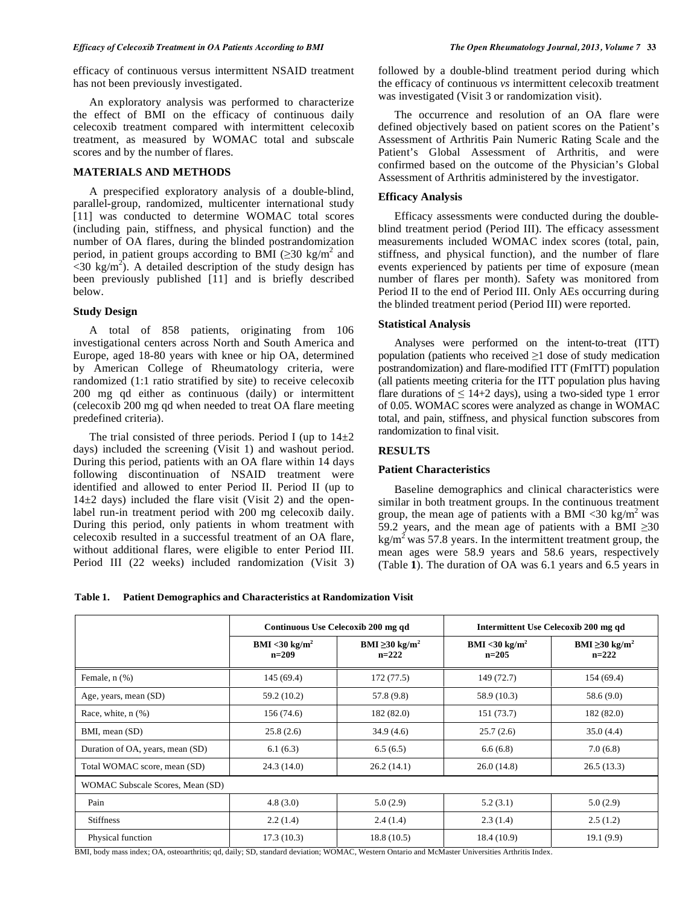efficacy of continuous versus intermittent NSAID treatment has not been previously investigated.

An exploratory analysis was performed to characterize the effect of BMI on the efficacy of continuous daily celecoxib treatment compared with intermittent celecoxib treatment, as measured by WOMAC total and subscale scores and by the number of flares.

## MATERIALS AND METHODS

A prespecified exploratory analysis of a double-blind, parallel-group, randomized, multicenter international study [11] was conducted to determine WOMAC total scores (including pain, stiffness, and physical function) and the number of OA flares, during the blinded postrandomization period, in patient groups according to BMI ($\geq$30 kg/m$^2$ and <30 kg/m$^2$). A detailed description of the study design has been previously published [11] and is briefly described below.

### Study Design

A total of 858 patients, originating from 106 investigational centers across North and South America and Europe, aged 18-80 years with knee or hip OA, determined by American College of Rheumatology criteria, were randomized (1:1 ratio stratified by site) to receive celecoxib 200 mg qd either as continuous (daily) or intermittent (celecoxib 200 mg qd when needed to treat OA flare meeting predefined criteria).

The trial consisted of three periods. Period I (up to 14±2 days) included the screening (Visit 1) and washout period. During this period, patients with an OA flare within 14 days following discontinuation of NSAID treatment were identified and allowed to enter Period II. Period II (up to 14±2 days) included the flare visit (Visit 2) and the open-label run-in treatment period with 200 mg celecoxib daily. During this period, only patients in whom treatment with celecoxib resulted in a successful treatment of an OA flare, without additional flares, were eligible to enter Period III. Period III (22 weeks) included randomization (Visit 3) followed by a double-blind treatment period during which the efficacy of continuous *vs* intermittent celecoxib treatment was investigated (Visit 3 or randomization visit).

The occurrence and resolution of an OA flare were defined objectively based on patient scores on the Patient's Assessment of Arthritis Pain Numeric Rating Scale and the Patient's Global Assessment of Arthritis, and were confirmed based on the outcome of the Physician's Global Assessment of Arthritis administered by the investigator.

### Efficacy Analysis

Efficacy assessments were conducted during the double-blind treatment period (Period III). The efficacy assessment measurements included WOMAC index scores (total, pain, stiffness, and physical function), and the number of flare events experienced by patients per time of exposure (mean number of flares per month). Safety was monitored from Period II to the end of Period III. Only AEs occurring during the blinded treatment period (Period III) were reported.

### Statistical Analysis

Analyses were performed on the intent-to-treat (ITT) population (patients who received $\geq$1 dose of study medication postrandomization) and flare-modified ITT (FmITT) population (all patients meeting criteria for the ITT population plus having flare durations of $\leq$ 14+2 days), using a two-sided type 1 error of 0.05. WOMAC scores were analyzed as change in WOMAC total, and pain, stiffness, and physical function subscores from randomization to final visit.

## RESULTS

### Patient Characteristics

Baseline demographics and clinical characteristics were similar in both treatment groups. In the continuous treatment group, the mean age of patients with a BMI <30 kg/m$^2$ was 59.2 years, and the mean age of patients with a BMI $\geq$30 kg/m$^2$ was 57.8 years. In the intermittent treatment group, the mean ages were 58.9 years and 58.6 years, respectively (Table **1**). The duration of OA was 6.1 years and 6.5 years in

**Table 1. Patient Demographics and Characteristics at Randomization Visit**

| | Continuous Use Celecoxib 200 mg qd | | Intermittent Use Celecoxib 200 mg qd | |
|---|---|---|---|---|
| | BMI <30 kg/m$^2$ n=209 | BMI $\geq$30 kg/m$^2$ n=222 | BMI <30 kg/m$^2$ n=205 | BMI $\geq$30 kg/m$^2$ n=222 |
| Female, n (%) | 145 (69.4) | 172 (77.5) | 149 (72.7) | 154 (69.4) |
| Age, years, mean (SD) | 59.2 (10.2) | 57.8 (9.8) | 58.9 (10.3) | 58.6 (9.0) |
| Race, white, n (%) | 156 (74.6) | 182 (82.0) | 151 (73.7) | 182 (82.0) |
| BMI, mean (SD) | 25.8 (2.6) | 34.9 (4.6) | 25.7 (2.6) | 35.0 (4.4) |
| Duration of OA, years, mean (SD) | 6.1 (6.3) | 6.5 (6.5) | 6.6 (6.8) | 7.0 (6.8) |
| Total WOMAC score, mean (SD) | 24.3 (14.0) | 26.2 (14.1) | 26.0 (14.8) | 26.5 (13.3) |
| WOMAC Subscale Scores, Mean (SD) | | | | |
| Pain | 4.8 (3.0) | 5.0 (2.9) | 5.2 (3.1) | 5.0 (2.9) |
| Stiffness | 2.2 (1.4) | 2.4 (1.4) | 2.3 (1.4) | 2.5 (1.2) |
| Physical function | 17.3 (10.3) | 18.8 (10.5) | 18.4 (10.9) | 19.1 (9.9) |

BMI, body mass index; OA, osteoarthritis; qd, daily; SD, standard deviation; WOMAC, Western Ontario and McMaster Universities Arthritis Index.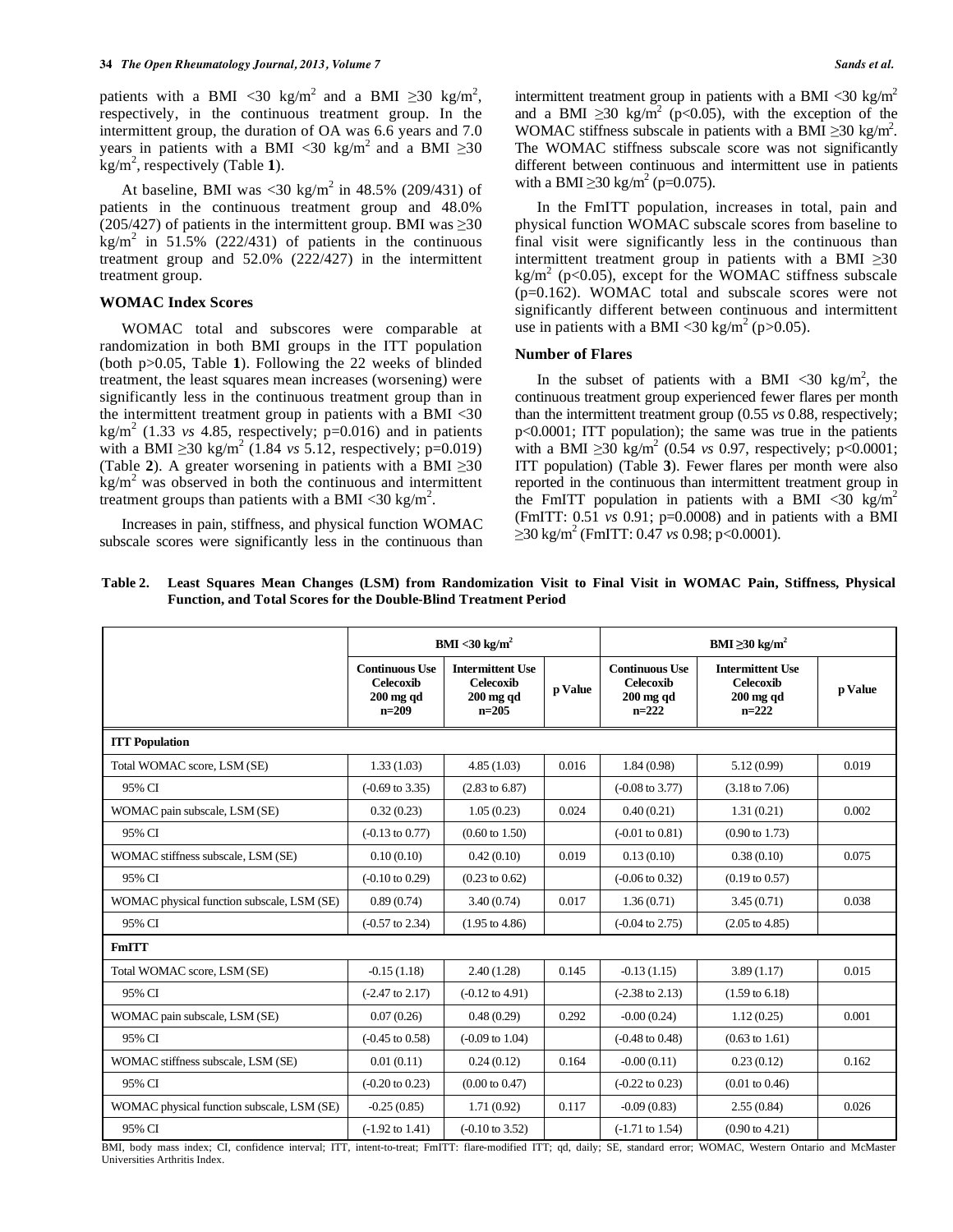patients with a BMI <30 kg/m$^2$ and a BMI ≥30 kg/m$^2$, respectively, in the continuous treatment group. In the intermittent group, the duration of OA was 6.6 years and 7.0 years in patients with a BMI <30 kg/m$^2$ and a BMI ≥30 kg/m$^2$, respectively (Table **1**).

At baseline, BMI was <30 kg/m$^2$ in 48.5% (209/431) of patients in the continuous treatment group and 48.0% (205/427) of patients in the intermittent group. BMI was ≥30 kg/m$^2$ in 51.5% (222/431) of patients in the continuous treatment group and 52.0% (222/427) in the intermittent treatment group.

### WOMAC Index Scores

WOMAC total and subscores were comparable at randomization in both BMI groups in the ITT population (both p>0.05, Table **1**). Following the 22 weeks of blinded treatment, the least squares mean increases (worsening) were significantly less in the continuous treatment group than in the intermittent treatment group in patients with a BMI <30 kg/m$^2$ (1.33 *vs* 4.85, respectively; p=0.016) and in patients with a BMI ≥30 kg/m$^2$ (1.84 *vs* 5.12, respectively; p=0.019) (Table **2**). A greater worsening in patients with a BMI ≥30 kg/m$^2$ was observed in both the continuous and intermittent treatment groups than patients with a BMI <30 kg/m$^2$.

Increases in pain, stiffness, and physical function WOMAC subscale scores were significantly less in the continuous than intermittent treatment group in patients with a BMI <30 kg/m$^2$ and a BMI ≥30 kg/m$^2$ (p<0.05), with the exception of the WOMAC stiffness subscale in patients with a BMI ≥30 kg/m$^2$. The WOMAC stiffness subscale score was not significantly different between continuous and intermittent use in patients with a BMI ≥30 kg/m$^2$ (p=0.075).

In the FmITT population, increases in total, pain and physical function WOMAC subscale scores from baseline to final visit were significantly less in the continuous than intermittent treatment group in patients with a BMI ≥30 kg/m$^2$ (p<0.05), except for the WOMAC stiffness subscale (p=0.162). WOMAC total and subscale scores were not significantly different between continuous and intermittent use in patients with a BMI <30 kg/m$^2$ (p>0.05).

### Number of Flares

In the subset of patients with a BMI <30 kg/m$^2$, the continuous treatment group experienced fewer flares per month than the intermittent treatment group (0.55 *vs* 0.88, respectively; p<0.0001; ITT population); the same was true in the patients with a BMI ≥30 kg/m$^2$ (0.54 *vs* 0.97, respectively; p<0.0001; ITT population) (Table **3**). Fewer flares per month were also reported in the continuous than intermittent treatment group in the FmITT population in patients with a BMI <30 kg/m$^2$ (FmITT: 0.51 *vs* 0.91; p=0.0008) and in patients with a BMI ≥30 kg/m$^2$ (FmITT: 0.47 *vs* 0.98; p<0.0001).

**Table 2. Least Squares Mean Changes (LSM) from Randomization Visit to Final Visit in WOMAC Pain, Stiffness, Physical Function, and Total Scores for the Double-Blind Treatment Period**

| | BMI <30 kg/m$^2$ | | | BMI ≥30 kg/m$^2$ | | |
|---|---|---|---|---|---|---|
| | Continuous Use Celecoxib 200 mg qd n=209 | Intermittent Use Celecoxib 200 mg qd n=205 | p Value | Continuous Use Celecoxib 200 mg qd n=222 | Intermittent Use Celecoxib 200 mg qd n=222 | p Value |
| **ITT Population** | | | | | | |
| Total WOMAC score, LSM (SE) | 1.33 (1.03) | 4.85 (1.03) | 0.016 | 1.84 (0.98) | 5.12 (0.99) | 0.019 |
| 95% CI | (-0.69 to 3.35) | (2.83 to 6.87) | | (-0.08 to 3.77) | (3.18 to 7.06) | |
| WOMAC pain subscale, LSM (SE) | 0.32 (0.23) | 1.05 (0.23) | 0.024 | 0.40 (0.21) | 1.31 (0.21) | 0.002 |
| 95% CI | (-0.13 to 0.77) | (0.60 to 1.50) | | (-0.01 to 0.81) | (0.90 to 1.73) | |
| WOMAC stiffness subscale, LSM (SE) | 0.10 (0.10) | 0.42 (0.10) | 0.019 | 0.13 (0.10) | 0.38 (0.10) | 0.075 |
| 95% CI | (-0.10 to 0.29) | (0.23 to 0.62) | | (-0.06 to 0.32) | (0.19 to 0.57) | |
| WOMAC physical function subscale, LSM (SE) | 0.89 (0.74) | 3.40 (0.74) | 0.017 | 1.36 (0.71) | 3.45 (0.71) | 0.038 |
| 95% CI | (-0.57 to 2.34) | (1.95 to 4.86) | | (-0.04 to 2.75) | (2.05 to 4.85) | |
| **FmITT** | | | | | | |
| Total WOMAC score, LSM (SE) | -0.15 (1.18) | 2.40 (1.28) | 0.145 | -0.13 (1.15) | 3.89 (1.17) | 0.015 |
| 95% CI | (-2.47 to 2.17) | (-0.12 to 4.91) | | (-2.38 to 2.13) | (1.59 to 6.18) | |
| WOMAC pain subscale, LSM (SE) | 0.07 (0.26) | 0.48 (0.29) | 0.292 | -0.00 (0.24) | 1.12 (0.25) | 0.001 |
| 95% CI | (-0.45 to 0.58) | (-0.09 to 1.04) | | (-0.48 to 0.48) | (0.63 to 1.61) | |
| WOMAC stiffness subscale, LSM (SE) | 0.01 (0.11) | 0.24 (0.12) | 0.164 | -0.00 (0.11) | 0.23 (0.12) | 0.162 |
| 95% CI | (-0.20 to 0.23) | (0.00 to 0.47) | | (-0.22 to 0.23) | (0.01 to 0.46) | |
| WOMAC physical function subscale, LSM (SE) | -0.25 (0.85) | 1.71 (0.92) | 0.117 | -0.09 (0.83) | 2.55 (0.84) | 0.026 |
| 95% CI | (-1.92 to 1.41) | (-0.10 to 3.52) | | (-1.71 to 1.54) | (0.90 to 4.21) | |

BMI, body mass index; CI, confidence interval; ITT, intent-to-treat; FmITT: flare-modified ITT; qd, daily; SE, standard error; WOMAC, Western Ontario and McMaster Universities Arthritis Index.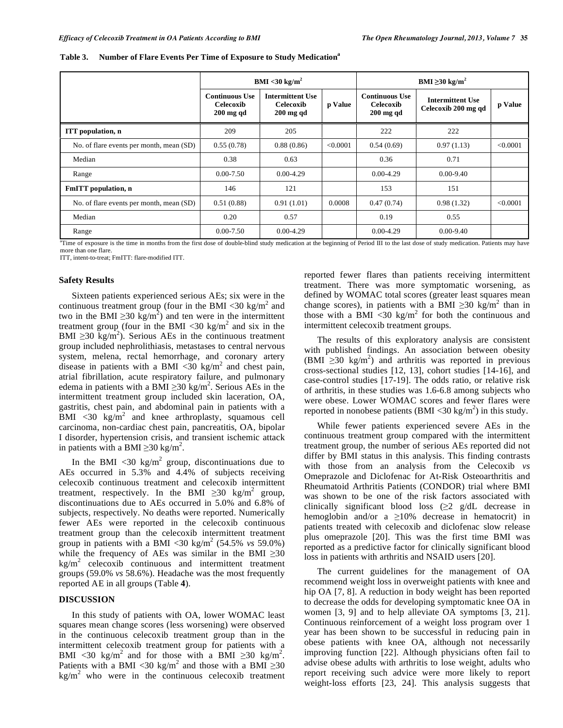**Table 3. Number of Flare Events Per Time of Exposure to Study Medication[a]**

| | BMI <30 kg/m$^2$ | | | BMI ≥30 kg/m$^2$ | | |
|---|---|---|---|---|---|---|
| | Continuous Use Celecoxib 200 mg qd | Intermittent Use Celecoxib 200 mg qd | p Value | Continuous Use Celecoxib 200 mg qd | Intermittent Use Celecoxib 200 mg qd | p Value |
| **ITT population, n** | 209 | 205 | | 222 | 222 | |
| No. of flare events per month, mean (SD) | 0.55 (0.78) | 0.88 (0.86) | <0.0001 | 0.54 (0.69) | 0.97 (1.13) | <0.0001 |
| Median | 0.38 | 0.63 | | 0.36 | 0.71 | |
| Range | 0.00-7.50 | 0.00-4.29 | | 0.00-4.29 | 0.00-9.40 | |
| **FmITT population, n** | 146 | 121 | | 153 | 151 | |
| No. of flare events per month, mean (SD) | 0.51 (0.88) | 0.91 (1.01) | 0.0008 | 0.47 (0.74) | 0.98 (1.32) | <0.0001 |
| Median | 0.20 | 0.57 | | 0.19 | 0.55 | |
| Range | 0.00-7.50 | 0.00-4.29 | | 0.00-4.29 | 0.00-9.40 | |

[a]Time of exposure is the time in months from the first dose of double-blind study medication at the beginning of Period III to the last dose of study medication. Patients may have more than one flare.

ITT, intent-to-treat; FmITT: flare-modified ITT.

### Safety Results

Sixteen patients experienced serious AEs; six were in the continuous treatment group (four in the BMI <30 kg/m$^2$ and two in the BMI ≥30 kg/m$^2$) and ten were in the intermittent treatment group (four in the BMI <30 kg/m$^2$ and six in the BMI ≥30 kg/m$^2$). Serious AEs in the continuous treatment group included nephrolithiasis, metastases to central nervous system, melena, rectal hemorrhage, and coronary artery disease in patients with a BMI <30 kg/m$^2$ and chest pain, atrial fibrillation, acute respiratory failure, and pulmonary edema in patients with a BMI ≥30 kg/m$^2$. Serious AEs in the intermittent treatment group included skin laceration, OA, gastritis, chest pain, and abdominal pain in patients with a BMI <30 kg/m$^2$ and knee arthroplasty, squamous cell carcinoma, non-cardiac chest pain, pancreatitis, OA, bipolar I disorder, hypertension crisis, and transient ischemic attack in patients with a BMI ≥30 kg/m$^2$.

In the BMI <30 kg/m$^2$ group, discontinuations due to AEs occurred in 5.3% and 4.4% of subjects receiving celecoxib continuous treatment and celecoxib intermittent treatment, respectively. In the BMI ≥30 kg/m$^2$ group, discontinuations due to AEs occurred in 5.0% and 6.8% of subjects, respectively. No deaths were reported. Numerically fewer AEs were reported in the celecoxib continuous treatment group than the celecoxib intermittent treatment group in patients with a BMI <30 kg/m$^2$ (54.5% *vs* 59.0%) while the frequency of AEs was similar in the BMI ≥30 kg/m$^2$ celecoxib continuous and intermittent treatment groups (59.0% *vs* 58.6%). Headache was the most frequently reported AE in all groups (Table **4**).

## DISCUSSION

In this study of patients with OA, lower WOMAC least squares mean change scores (less worsening) were observed in the continuous celecoxib treatment group than in the intermittent celecoxib treatment group for patients with a BMI <30 kg/m$^2$ and for those with a BMI ≥30 kg/m$^2$. Patients with a BMI <30 kg/m$^2$ and those with a BMI ≥30 kg/m$^2$ who were in the continuous celecoxib treatment reported fewer flares than patients receiving intermittent treatment. There was more symptomatic worsening, as defined by WOMAC total scores (greater least squares mean change scores), in patients with a BMI ≥30 kg/m$^2$ than in those with a BMI <30 kg/m$^2$ for both the continuous and intermittent celecoxib treatment groups.

The results of this exploratory analysis are consistent with published findings. An association between obesity (BMI ≥30 kg/m$^2$) and arthritis was reported in previous cross-sectional studies [12, 13], cohort studies [14-16], and case-control studies [17-19]. The odds ratio, or relative risk of arthritis, in these studies was 1.6-6.8 among subjects who were obese. Lower WOMAC scores and fewer flares were reported in nonobese patients (BMI <30 kg/m$^2$) in this study.

While fewer patients experienced severe AEs in the continuous treatment group compared with the intermittent treatment group, the number of serious AEs reported did not differ by BMI status in this analysis. This finding contrasts with those from an analysis from the Celecoxib *vs* Omeprazole and Diclofenac for At-Risk Osteoarthritis and Rheumatoid Arthritis Patients (CONDOR) trial where BMI was shown to be one of the risk factors associated with clinically significant blood loss (≥2 g/dL decrease in hemoglobin and/or a ≥10% decrease in hematocrit) in patients treated with celecoxib and diclofenac slow release plus omeprazole [20]. This was the first time BMI was reported as a predictive factor for clinically significant blood loss in patients with arthritis and NSAID users [20].

The current guidelines for the management of OA recommend weight loss in overweight patients with knee and hip OA [7, 8]. A reduction in body weight has been reported to decrease the odds for developing symptomatic knee OA in women [3, 9] and to help alleviate OA symptoms [3, 21]. Continuous reinforcement of a weight loss program over 1 year has been shown to be successful in reducing pain in obese patients with knee OA, although not necessarily improving function [22]. Although physicians often fail to advise obese adults with arthritis to lose weight, adults who report receiving such advice were more likely to report weight-loss efforts [23, 24]. This analysis suggests that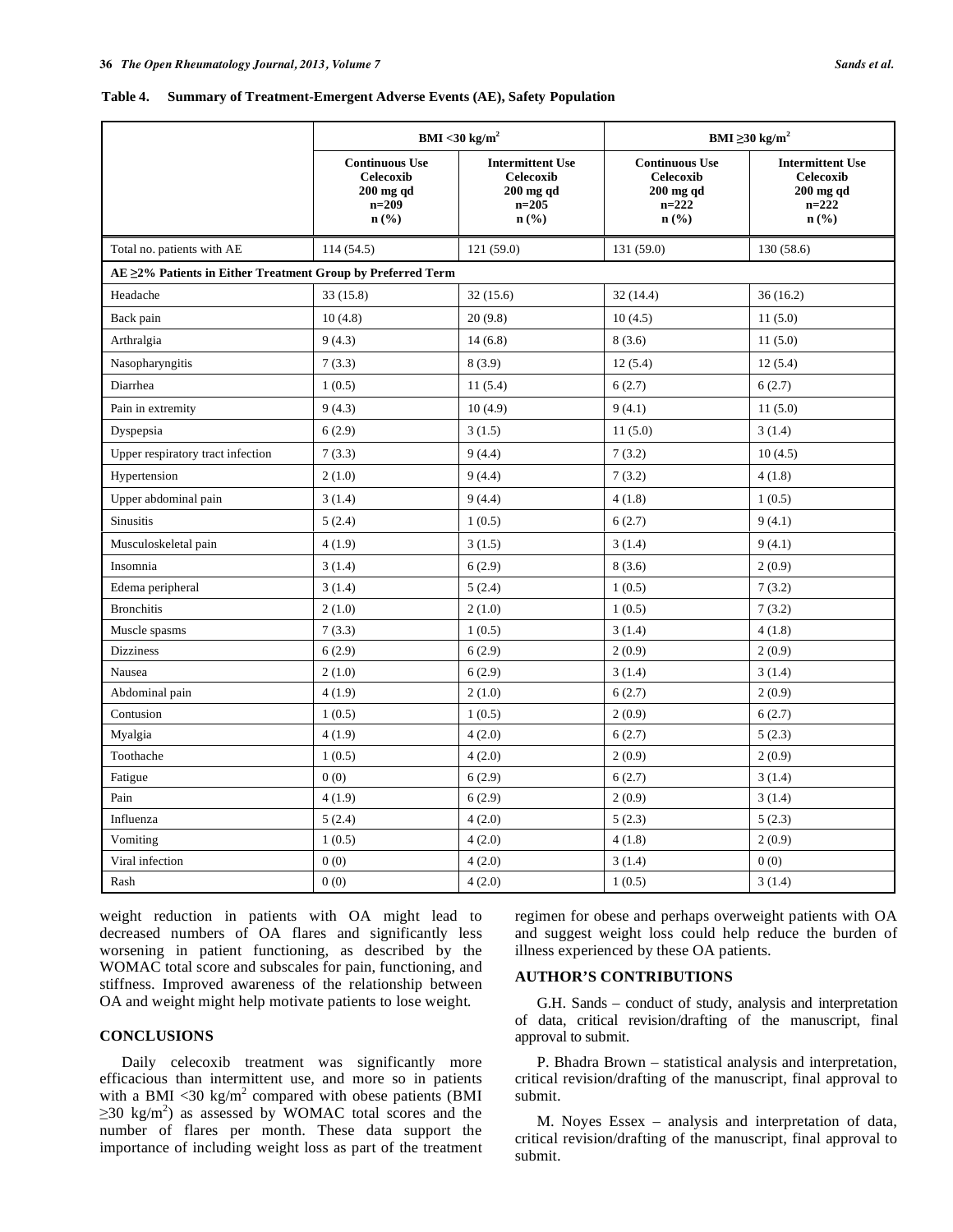**Table 4. Summary of Treatment-Emergent Adverse Events (AE), Safety Population**

| | BMI <30 kg/m$^2$ | | BMI ≥30 kg/m$^2$ | |
|---|---|---|---|---|
| | Continuous Use Celecoxib 200 mg qd n=209 n (%) | Intermittent Use Celecoxib 200 mg qd n=205 n (%) | Continuous Use Celecoxib 200 mg qd n=222 n (%) | Intermittent Use Celecoxib 200 mg qd n=222 n (%) |
| Total no. patients with AE | 114 (54.5) | 121 (59.0) | 131 (59.0) | 130 (58.6) |
| **AE ≥2% Patients in Either Treatment Group by Preferred Term** | | | | |
| Headache | 33 (15.8) | 32 (15.6) | 32 (14.4) | 36 (16.2) |
| Back pain | 10 (4.8) | 20 (9.8) | 10 (4.5) | 11 (5.0) |
| Arthralgia | 9 (4.3) | 14 (6.8) | 8 (3.6) | 11 (5.0) |
| Nasopharyngitis | 7 (3.3) | 8 (3.9) | 12 (5.4) | 12 (5.4) |
| Diarrhea | 1 (0.5) | 11 (5.4) | 6 (2.7) | 6 (2.7) |
| Pain in extremity | 9 (4.3) | 10 (4.9) | 9 (4.1) | 11 (5.0) |
| Dyspepsia | 6 (2.9) | 3 (1.5) | 11 (5.0) | 3 (1.4) |
| Upper respiratory tract infection | 7 (3.3) | 9 (4.4) | 7 (3.2) | 10 (4.5) |
| Hypertension | 2 (1.0) | 9 (4.4) | 7 (3.2) | 4 (1.8) |
| Upper abdominal pain | 3 (1.4) | 9 (4.4) | 4 (1.8) | 1 (0.5) |
| Sinusitis | 5 (2.4) | 1 (0.5) | 6 (2.7) | 9 (4.1) |
| Musculoskeletal pain | 4 (1.9) | 3 (1.5) | 3 (1.4) | 9 (4.1) |
| Insomnia | 3 (1.4) | 6 (2.9) | 8 (3.6) | 2 (0.9) |
| Edema peripheral | 3 (1.4) | 5 (2.4) | 1 (0.5) | 7 (3.2) |
| Bronchitis | 2 (1.0) | 2 (1.0) | 1 (0.5) | 7 (3.2) |
| Muscle spasms | 7 (3.3) | 1 (0.5) | 3 (1.4) | 4 (1.8) |
| Dizziness | 6 (2.9) | 6 (2.9) | 2 (0.9) | 2 (0.9) |
| Nausea | 2 (1.0) | 6 (2.9) | 3 (1.4) | 3 (1.4) |
| Abdominal pain | 4 (1.9) | 2 (1.0) | 6 (2.7) | 2 (0.9) |
| Contusion | 1 (0.5) | 1 (0.5) | 2 (0.9) | 6 (2.7) |
| Myalgia | 4 (1.9) | 4 (2.0) | 6 (2.7) | 5 (2.3) |
| Toothache | 1 (0.5) | 4 (2.0) | 2 (0.9) | 2 (0.9) |
| Fatigue | 0 (0) | 6 (2.9) | 6 (2.7) | 3 (1.4) |
| Pain | 4 (1.9) | 6 (2.9) | 2 (0.9) | 3 (1.4) |
| Influenza | 5 (2.4) | 4 (2.0) | 5 (2.3) | 5 (2.3) |
| Vomiting | 1 (0.5) | 4 (2.0) | 4 (1.8) | 2 (0.9) |
| Viral infection | 0 (0) | 4 (2.0) | 3 (1.4) | 0 (0) |
| Rash | 0 (0) | 4 (2.0) | 1 (0.5) | 3 (1.4) |

weight reduction in patients with OA might lead to decreased numbers of OA flares and significantly less worsening in patient functioning, as described by the WOMAC total score and subscales for pain, functioning, and stiffness. Improved awareness of the relationship between OA and weight might help motivate patients to lose weight.

## CONCLUSIONS

Daily celecoxib treatment was significantly more efficacious than intermittent use, and more so in patients with a BMI <30 kg/m$^2$ compared with obese patients (BMI ≥30 kg/m$^2$) as assessed by WOMAC total scores and the number of flares per month. These data support the importance of including weight loss as part of the treatment regimen for obese and perhaps overweight patients with OA and suggest weight loss could help reduce the burden of illness experienced by these OA patients.

## AUTHOR'S CONTRIBUTIONS

G.H. Sands – conduct of study, analysis and interpretation of data, critical revision/drafting of the manuscript, final approval to submit.

P. Bhadra Brown – statistical analysis and interpretation, critical revision/drafting of the manuscript, final approval to submit.

M. Noyes Essex – analysis and interpretation of data, critical revision/drafting of the manuscript, final approval to submit.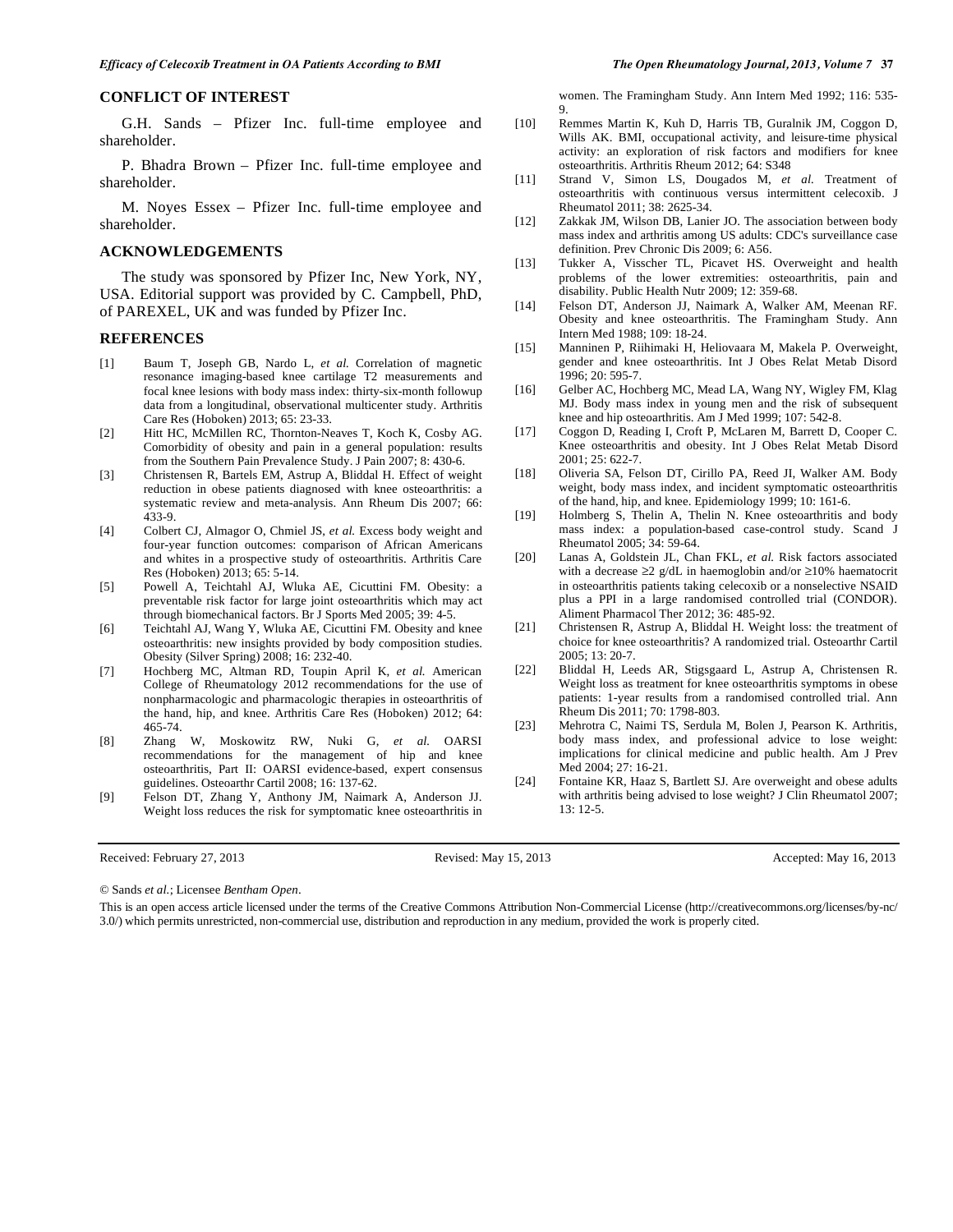## CONFLICT OF INTEREST

G.H. Sands – Pfizer Inc. full-time employee and shareholder.

P. Bhadra Brown – Pfizer Inc. full-time employee and shareholder.

M. Noyes Essex – Pfizer Inc. full-time employee and shareholder.

## ACKNOWLEDGEMENTS

The study was sponsored by Pfizer Inc, New York, NY, USA. Editorial support was provided by C. Campbell, PhD, of PAREXEL, UK and was funded by Pfizer Inc.

## REFERENCES

[1] Baum T, Joseph GB, Nardo L, *et al.* Correlation of magnetic resonance imaging-based knee cartilage T2 measurements and focal knee lesions with body mass index: thirty-six-month followup data from a longitudinal, observational multicenter study. Arthritis Care Res (Hoboken) 2013; 65: 23-33.

[2] Hitt HC, McMillen RC, Thornton-Neaves T, Koch K, Cosby AG. Comorbidity of obesity and pain in a general population: results from the Southern Pain Prevalence Study. J Pain 2007; 8: 430-6.

[3] Christensen R, Bartels EM, Astrup A, Bliddal H. Effect of weight reduction in obese patients diagnosed with knee osteoarthritis: a systematic review and meta-analysis. Ann Rheum Dis 2007; 66: 433-9.

[4] Colbert CJ, Almagor O, Chmiel JS, *et al.* Excess body weight and four-year function outcomes: comparison of African Americans and whites in a prospective study of osteoarthritis. Arthritis Care Res (Hoboken) 2013; 65: 5-14.

[5] Powell A, Teichtahl AJ, Wluka AE, Cicuttini FM. Obesity: a preventable risk factor for large joint osteoarthritis which may act through biomechanical factors. Br J Sports Med 2005; 39: 4-5.

[6] Teichtahl AJ, Wang Y, Wluka AE, Cicuttini FM. Obesity and knee osteoarthritis: new insights provided by body composition studies. Obesity (Silver Spring) 2008; 16: 232-40.

[7] Hochberg MC, Altman RD, Toupin April K, *et al.* American College of Rheumatology 2012 recommendations for the use of nonpharmacologic and pharmacologic therapies in osteoarthritis of the hand, hip, and knee. Arthritis Care Res (Hoboken) 2012; 64: 465-74.

[8] Zhang W, Moskowitz RW, Nuki G, *et al.* OARSI recommendations for the management of hip and knee osteoarthritis, Part II: OARSI evidence-based, expert consensus guidelines. Osteoarthr Cartil 2008; 16: 137-62.

[9] Felson DT, Zhang Y, Anthony JM, Naimark A, Anderson JJ. Weight loss reduces the risk for symptomatic knee osteoarthritis in women. The Framingham Study. Ann Intern Med 1992; 116: 535-9.

[10] Remmes Martin K, Kuh D, Harris TB, Guralnik JM, Coggon D, Wills AK. BMI, occupational activity, and leisure-time physical activity: an exploration of risk factors and modifiers for knee osteoarthritis. Arthritis Rheum 2012; 64: S348

[11] Strand V, Simon LS, Dougados M, *et al.* Treatment of osteoarthritis with continuous versus intermittent celecoxib. J Rheumatol 2011; 38: 2625-34.

[12] Zakkak JM, Wilson DB, Lanier JO. The association between body mass index and arthritis among US adults: CDC's surveillance case definition. Prev Chronic Dis 2009; 6: A56.

[13] Tukker A, Visscher TL, Picavet HS. Overweight and health problems of the lower extremities: osteoarthritis, pain and disability. Public Health Nutr 2009; 12: 359-68.

[14] Felson DT, Anderson JJ, Naimark A, Walker AM, Meenan RF. Obesity and knee osteoarthritis. The Framingham Study. Ann Intern Med 1988; 109: 18-24.

[15] Manninen P, Riihimaki H, Heliovaara M, Makela P. Overweight, gender and knee osteoarthritis. Int J Obes Relat Metab Disord 1996; 20: 595-7.

[16] Gelber AC, Hochberg MC, Mead LA, Wang NY, Wigley FM, Klag MJ. Body mass index in young men and the risk of subsequent knee and hip osteoarthritis. Am J Med 1999; 107: 542-8.

[17] Coggon D, Reading I, Croft P, McLaren M, Barrett D, Cooper C. Knee osteoarthritis and obesity. Int J Obes Relat Metab Disord 2001; 25: 622-7.

[18] Oliveria SA, Felson DT, Cirillo PA, Reed JI, Walker AM. Body weight, body mass index, and incident symptomatic osteoarthritis of the hand, hip, and knee. Epidemiology 1999; 10: 161-6.

[19] Holmberg S, Thelin A, Thelin N. Knee osteoarthritis and body mass index: a population-based case-control study. Scand J Rheumatol 2005; 34: 59-64.

[20] Lanas A, Goldstein JL, Chan FKL, *et al.* Risk factors associated with a decrease ≥2 g/dL in haemoglobin and/or ≥10% haematocrit in osteoarthritis patients taking celecoxib or a nonselective NSAID plus a PPI in a large randomised controlled trial (CONDOR). Aliment Pharmacol Ther 2012; 36: 485-92.

[21] Christensen R, Astrup A, Bliddal H. Weight loss: the treatment of choice for knee osteoarthritis? A randomized trial. Osteoarthr Cartil 2005; 13: 20-7.

[22] Bliddal H, Leeds AR, Stigsgaard L, Astrup A, Christensen R. Weight loss as treatment for knee osteoarthritis symptoms in obese patients: 1-year results from a randomised controlled trial. Ann Rheum Dis 2011; 70: 1798-803.

[23] Mehrotra C, Naimi TS, Serdula M, Bolen J, Pearson K. Arthritis, body mass index, and professional advice to lose weight: implications for clinical medicine and public health. Am J Prev Med 2004; 27: 16-21.

[24] Fontaine KR, Haaz S, Bartlett SJ. Are overweight and obese adults with arthritis being advised to lose weight? J Clin Rheumatol 2007; 13: 12-5.

Received: February 27, 2013 Revised: May 15, 2013 Accepted: May 16, 2013

© Sands *et al.*; Licensee *Bentham Open*.

This is an open access article licensed under the terms of the Creative Commons Attribution Non-Commercial License (http://creativecommons.org/licenses/by-nc/3.0/) which permits unrestricted, non-commercial use, distribution and reproduction in any medium, provided the work is properly cited.